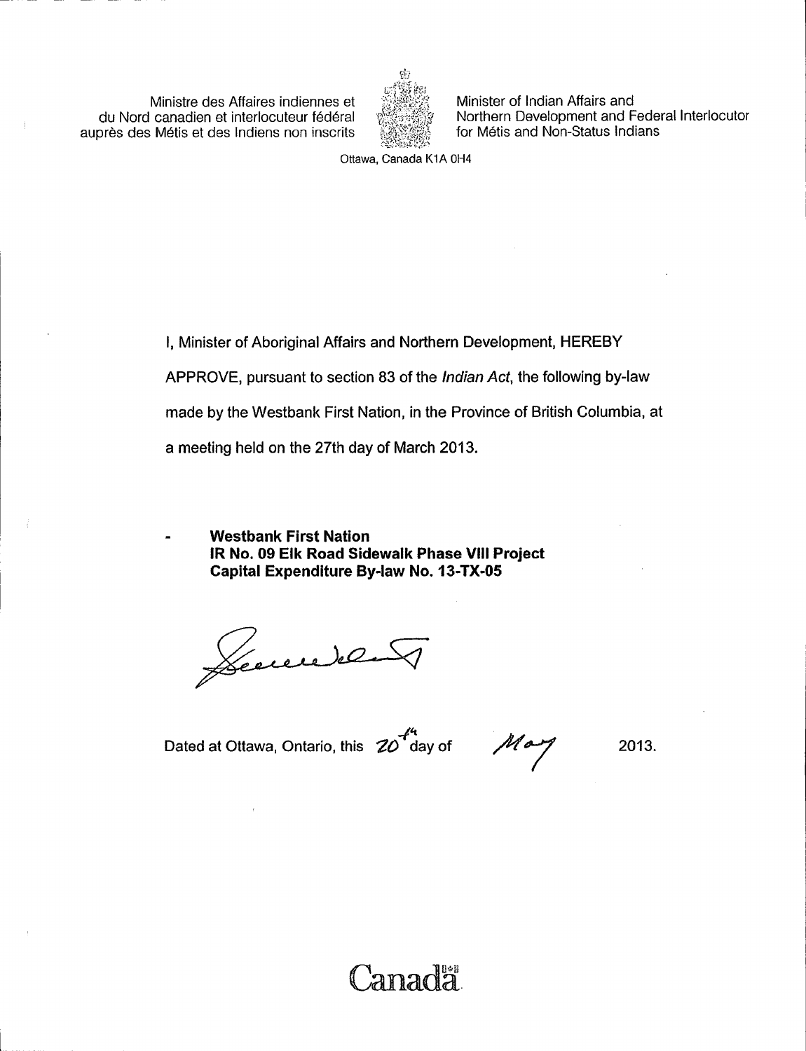Ministre des Affaires indiennes et du Nord canadien et interlocuteur fédéral auprès des Métis et des Indiens non inscrits

Minister of Indian Affairs and Northern Development and Federal Interlocutor for Métis and Non-Status Indians

Ottawa, Canada K1A 0H4

I, Minister of Aboriginal Affairs and Northern Development, HEREBY APPROVE, pursuant to section 83 of the *Indian Act*, the following by-law made by the Westbank First Nation, in the Province of British Columbia, at a meeting held on the 27th day of March 2013.

- **Westbank First Nation**
  **IR No. 09 Elk Road Sidewalk Phase VIII Project**
  **Capital Expenditure By-law No. 13-TX-05**

Dated at Ottawa, Ontario, this 20th day of May 2013.

Canada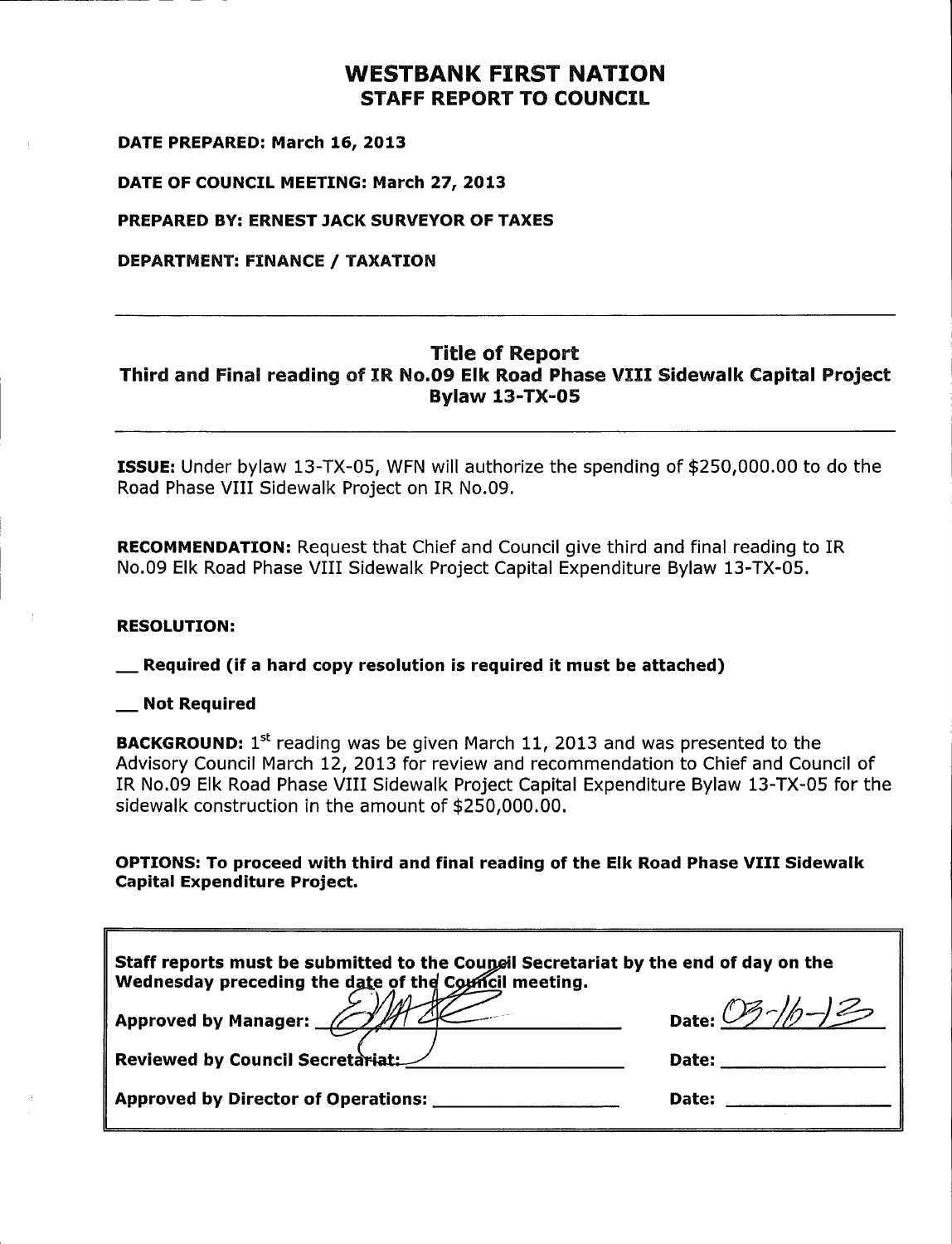# WESTBANK FIRST NATION
## STAFF REPORT TO COUNCIL

**DATE PREPARED: March 16, 2013**

**DATE OF COUNCIL MEETING: March 27, 2013**

**PREPARED BY: ERNEST JACK SURVEYOR OF TAXES**

**DEPARTMENT: FINANCE / TAXATION**

---

### Title of Report
### Third and Final reading of IR No.09 Elk Road Phase VIII Sidewalk Capital Project Bylaw 13-TX-05

---

**ISSUE:** Under bylaw 13-TX-05, WFN will authorize the spending of $250,000.00 to do the Road Phase VIII Sidewalk Project on IR No.09.

**RECOMMENDATION:** Request that Chief and Council give third and final reading to IR No.09 Elk Road Phase VIII Sidewalk Project Capital Expenditure Bylaw 13-TX-05.

**RESOLUTION:**

**__ Required (if a hard copy resolution is required it must be attached)**

**__ Not Required**

**BACKGROUND:** 1st reading was be given March 11, 2013 and was presented to the Advisory Council March 12, 2013 for review and recommendation to Chief and Council of IR No.09 Elk Road Phase VIII Sidewalk Project Capital Expenditure Bylaw 13-TX-05 for the sidewalk construction in the amount of $250,000.00.

**OPTIONS: To proceed with third and final reading of the Elk Road Phase VIII Sidewalk Capital Expenditure Project.**

---

**Staff reports must be submitted to the Council Secretariat by the end of day on the Wednesday preceding the date of the Council meeting.**

**Approved by Manager:** [signature] **Date:** 03-16-13

**Reviewed by Council Secretariat:** ____________ **Date:** ____________

**Approved by Director of Operations:** ____________ **Date:** ____________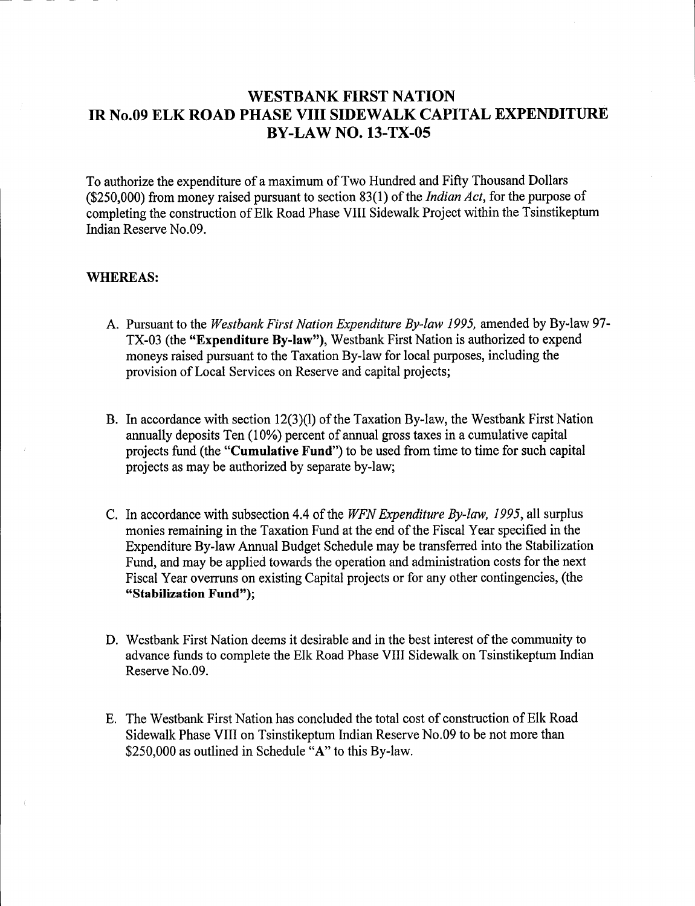# WESTBANK FIRST NATION
# IR No.09 ELK ROAD PHASE VIII SIDEWALK CAPITAL EXPENDITURE
# BY-LAW NO. 13-TX-05

To authorize the expenditure of a maximum of Two Hundred and Fifty Thousand Dollars ($250,000) from money raised pursuant to section 83(1) of the *Indian Act*, for the purpose of completing the construction of Elk Road Phase VIII Sidewalk Project within the Tsinstikeptum Indian Reserve No.09.

**WHEREAS:**

A. Pursuant to the *Westbank First Nation Expenditure By-law 1995,* amended by By-law 97-TX-03 (the **"Expenditure By-law"**), Westbank First Nation is authorized to expend moneys raised pursuant to the Taxation By-law for local purposes, including the provision of Local Services on Reserve and capital projects;

B. In accordance with section 12(3)(l) of the Taxation By-law, the Westbank First Nation annually deposits Ten (10%) percent of annual gross taxes in a cumulative capital projects fund (the **"Cumulative Fund"**) to be used from time to time for such capital projects as may be authorized by separate by-law;

C. In accordance with subsection 4.4 of the *WFN Expenditure By-law, 1995*, all surplus monies remaining in the Taxation Fund at the end of the Fiscal Year specified in the Expenditure By-law Annual Budget Schedule may be transferred into the Stabilization Fund, and may be applied towards the operation and administration costs for the next Fiscal Year overruns on existing Capital projects or for any other contingencies, (the **"Stabilization Fund")**;

D. Westbank First Nation deems it desirable and in the best interest of the community to advance funds to complete the Elk Road Phase VIII Sidewalk on Tsinstikeptum Indian Reserve No.09.

E. The Westbank First Nation has concluded the total cost of construction of Elk Road Sidewalk Phase VIII on Tsinstikeptum Indian Reserve No.09 to be not more than $250,000 as outlined in Schedule "A" to this By-law.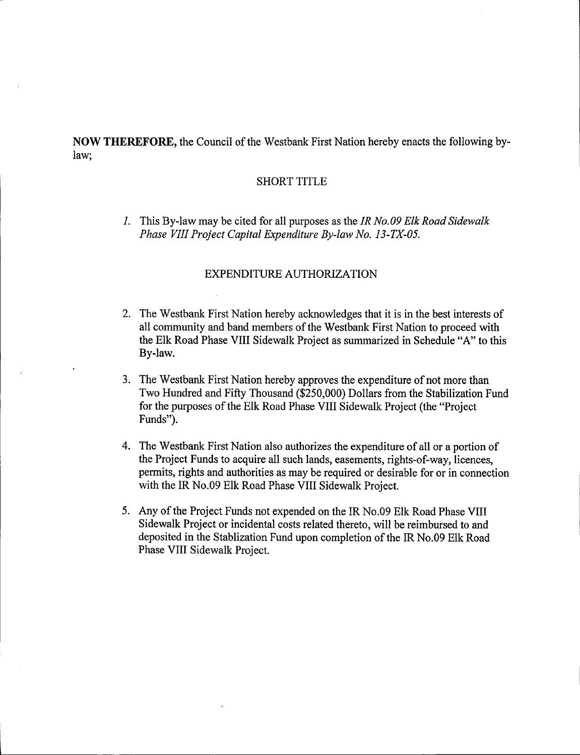**NOW THEREFORE,** the Council of the Westbank First Nation hereby enacts the following by-law;

## SHORT TITLE

1. This By-law may be cited for all purposes as the *IR No.09 Elk Road Sidewalk Phase VIII Project Capital Expenditure By-law No. 13-TX-05.*

## EXPENDITURE AUTHORIZATION

2. The Westbank First Nation hereby acknowledges that it is in the best interests of all community and band members of the Westbank First Nation to proceed with the Elk Road Phase VIII Sidewalk Project as summarized in Schedule "A" to this By-law.

3. The Westbank First Nation hereby approves the expenditure of not more than Two Hundred and Fifty Thousand ($250,000) Dollars from the Stabilization Fund for the purposes of the Elk Road Phase VIII Sidewalk Project (the "Project Funds").

4. The Westbank First Nation also authorizes the expenditure of all or a portion of the Project Funds to acquire all such lands, easements, rights-of-way, licences, permits, rights and authorities as may be required or desirable for or in connection with the IR No.09 Elk Road Phase VIII Sidewalk Project.

5. Any of the Project Funds not expended on the IR No.09 Elk Road Phase VIII Sidewalk Project or incidental costs related thereto, will be reimbursed to and deposited in the Stablization Fund upon completion of the IR No.09 Elk Road Phase VIII Sidewalk Project.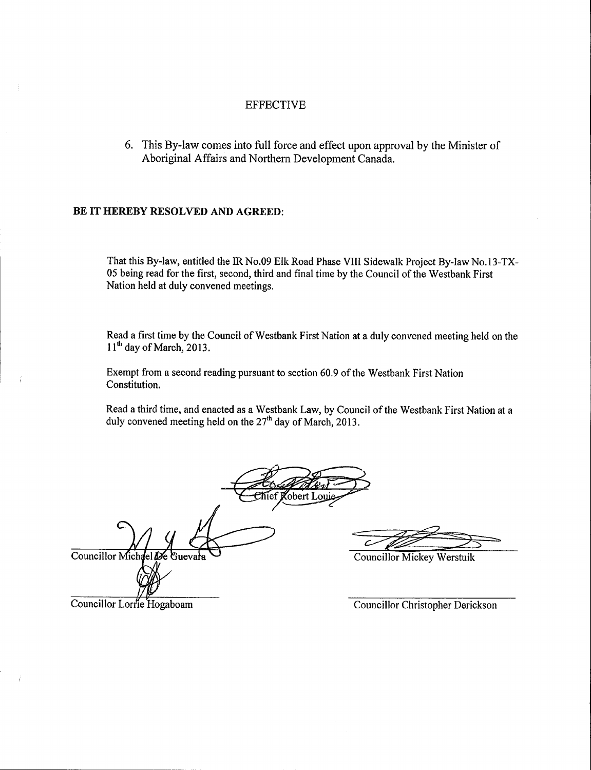## EFFECTIVE

6. This By-law comes into full force and effect upon approval by the Minister of Aboriginal Affairs and Northern Development Canada.

**BE IT HEREBY RESOLVED AND AGREED:**

That this By-law, entitled the IR No.09 Elk Road Phase VIII Sidewalk Project By-law No.13-TX-05 being read for the first, second, third and final time by the Council of the Westbank First Nation held at duly convened meetings.

Read a first time by the Council of Westbank First Nation at a duly convened meeting held on the 11th day of March, 2013.

Exempt from a second reading pursuant to section 60.9 of the Westbank First Nation Constitution.

Read a third time, and enacted as a Westbank Law, by Council of the Westbank First Nation at a duly convened meeting held on the 27th day of March, 2013.

Chief Robert Louie

Councillor Michael De Guevara

Councillor Mickey Werstuik

Councillor Lorrie Hogaboam

Councillor Christopher Derickson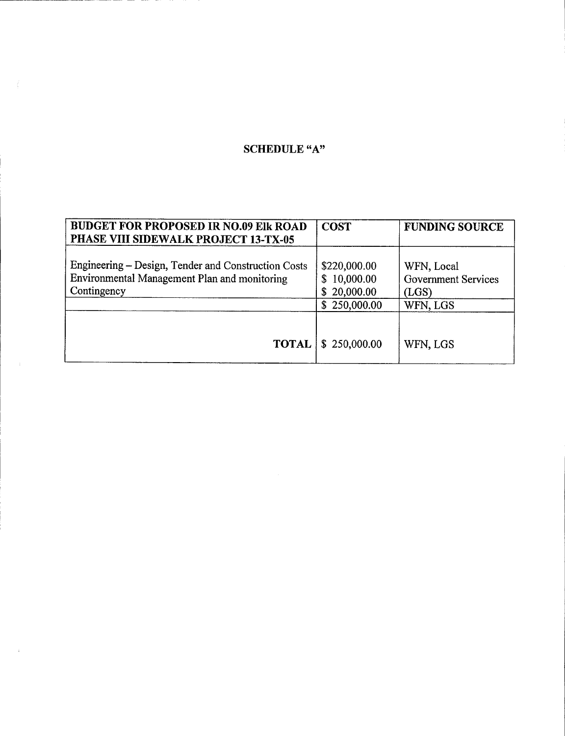# SCHEDULE "A"

| BUDGET FOR PROPOSED IR NO.09 Elk ROAD PHASE VIII SIDEWALK PROJECT 13-TX-05 | COST | FUNDING SOURCE |
|---|---|---|
| Engineering – Design, Tender and Construction Costs<br>Environmental Management Plan and monitoring<br>Contingency | \$220,000.00<br>\$ 10,000.00<br>\$ 20,000.00 | WFN, Local Government Services (LGS) |
| | \$ 250,000.00 | WFN, LGS |
| **TOTAL** | \$ 250,000.00 | WFN, LGS |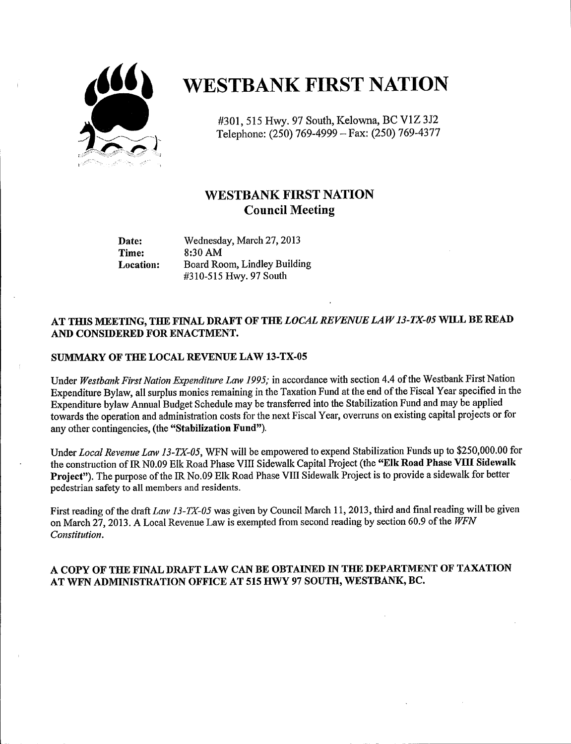# WESTBANK FIRST NATION

#301, 515 Hwy. 97 South, Kelowna, BC V1Z 3J2
Telephone: (250) 769-4999 – Fax: (250) 769-4377

## WESTBANK FIRST NATION
## Council Meeting

**Date:** Wednesday, March 27, 2013
**Time:** 8:30 AM
**Location:** Board Room, Lindley Building
#310-515 Hwy. 97 South

**AT THIS MEETING, THE FINAL DRAFT OF THE *LOCAL REVENUE LAW 13-TX-05* WILL BE READ AND CONSIDERED FOR ENACTMENT.**

**SUMMARY OF THE LOCAL REVENUE LAW 13-TX-05**

Under *Westbank First Nation Expenditure Law 1995;* in accordance with section 4.4 of the Westbank First Nation Expenditure Bylaw, all surplus monies remaining in the Taxation Fund at the end of the Fiscal Year specified in the Expenditure bylaw Annual Budget Schedule may be transferred into the Stabilization Fund and may be applied towards the operation and administration costs for the next Fiscal Year, overruns on existing capital projects or for any other contingencies, (the **"Stabilization Fund"**).

Under *Local Revenue Law 13-TX-05*, WFN will be empowered to expend Stabilization Funds up to $250,000.00 for the construction of IR N0.09 Elk Road Phase VIII Sidewalk Capital Project (the **"Elk Road Phase VIII Sidewalk Project"**). The purpose of the IR No.09 Elk Road Phase VIII Sidewalk Project is to provide a sidewalk for better pedestrian safety to all members and residents.

First reading of the draft *Law 13-TX-05* was given by Council March 11, 2013, third and final reading will be given on March 27, 2013. A Local Revenue Law is exempted from second reading by section 60.9 of the *WFN Constitution*.

**A COPY OF THE FINAL DRAFT LAW CAN BE OBTAINED IN THE DEPARTMENT OF TAXATION AT WFN ADMINISTRATION OFFICE AT 515 HWY 97 SOUTH, WESTBANK, BC.**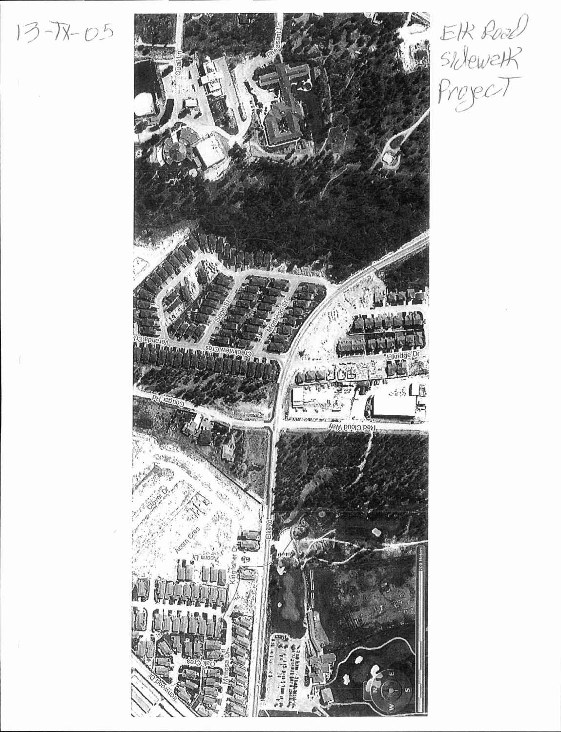13-TX-05

Elk Road Sidewalk Project